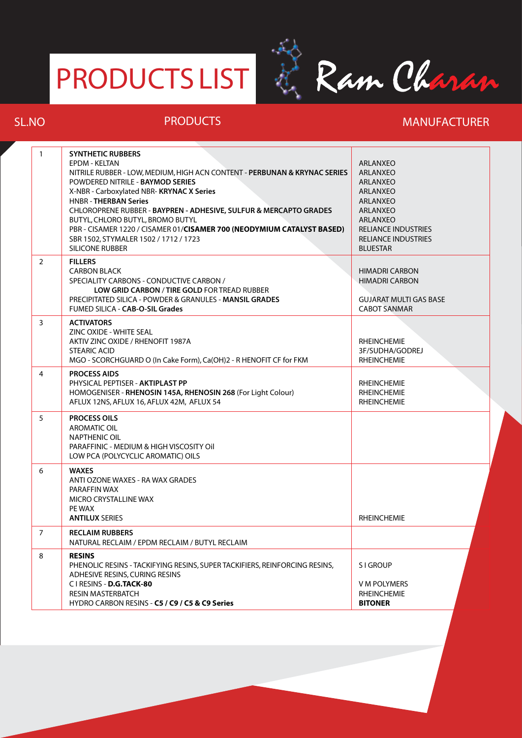# PRODUCTS LIST

Ram Charan

| SL.NO | PRODUCTS | MANUFACTURER |
|---|---|---|
| 1 | **SYNTHETIC RUBBERS**<br>EPDM - KELTAN<br>NITRILE RUBBER - LOW, MEDIUM, HIGH ACN CONTENT - **PERBUNAN & KRYNAC SERIES**<br>POWDERED NITRILE - **BAYMOD SERIES**<br>X-NBR - Carboxylated NBR- **KRYNAC X Series**<br>HNBR - **THERBAN Series**<br>CHLOROPRENE RUBBER - **BAYPREN - ADHESIVE, SULFUR & MERCAPTO GRADES**<br>BUTYL, CHLORO BUTYL, BROMO BUTYL<br>PBR - CISAMER 1220 / CISAMER 01/**CISAMER 700 (NEODYMIUM CATALYST BASED)**<br>SBR 1502, STYMALER 1502 / 1712 / 1723<br>SILICONE RUBBER | <br>ARLANXEO<br>ARLANXEO<br>ARLANXEO<br>ARLANXEO<br>ARLANXEO<br>ARLANXEO<br>ARLANXEO<br>RELIANCE INDUSTRIES<br>RELIANCE INDUSTRIES<br>BLUESTAR |
| 2 | **FILLERS**<br>CARBON BLACK<br>SPECIALITY CARBONS - CONDUCTIVE CARBON /<br>**LOW GRID CARBON** / **TIRE GOLD** FOR TREAD RUBBER<br>PRECIPITATED SILICA - POWDER & GRANULES - **MANSIL GRADES**<br>FUMED SILICA - **CAB-O-SIL Grades** | <br>HIMADRI CARBON<br>HIMADRI CARBON<br><br>GUJARAT MULTI GAS BASE<br>CABOT SANMAR |
| 3 | **ACTIVATORS**<br>ZINC OXIDE - WHITE SEAL<br>AKTIV ZINC OXIDE / RHENOFIT 1987A<br>STEARIC ACID<br>MGO - SCORCHGUARD O (In Cake Form), Ca(OH)2 - R HENOFIT CF for FKM | <br><br>RHEINCHEMIE<br>3F/SUDHA/GODREJ<br>RHEINCHEMIE |
| 4 | **PROCESS AIDS**<br>PHYSICAL PEPTISER - **AKTIPLAST PP**<br>HOMOGENISER - **RHENOSIN 145A, RHENOSIN 268** (For Light Colour)<br>AFLUX 12NS, AFLUX 16, AFLUX 42M, AFLUX 54 | <br>RHEINCHEMIE<br>RHEINCHEMIE<br>RHEINCHEMIE |
| 5 | **PROCESS OILS**<br>AROMATIC OIL<br>NAPTHENIC OIL<br>PARAFFINIC - MEDIUM & HIGH VISCOSITY Oil<br>LOW PCA (POLYCYCLIC AROMATIC) OILS | |
| 6 | **WAXES**<br>ANTI OZONE WAXES - RA WAX GRADES<br>PARAFFIN WAX<br>MICRO CRYSTALLINE WAX<br>PE WAX<br>**ANTILUX** SERIES | <br><br><br><br><br>RHEINCHEMIE |
| 7 | **RECLAIM RUBBERS**<br>NATURAL RECLAIM / EPDM RECLAIM / BUTYL RECLAIM | |
| 8 | **RESINS**<br>PHENOLIC RESINS - TACKIFYING RESINS, SUPER TACKIFIERS, REINFORCING RESINS, ADHESIVE RESINS, CURING RESINS<br>C I RESINS - **D.G.TACK-80**<br>RESIN MASTERBATCH<br>HYDRO CARBON RESINS - **C5 / C9 / C5 & C9 Series** | <br>S I GROUP<br><br>V M POLYMERS<br>RHEINCHEMIE<br>**BITONER** |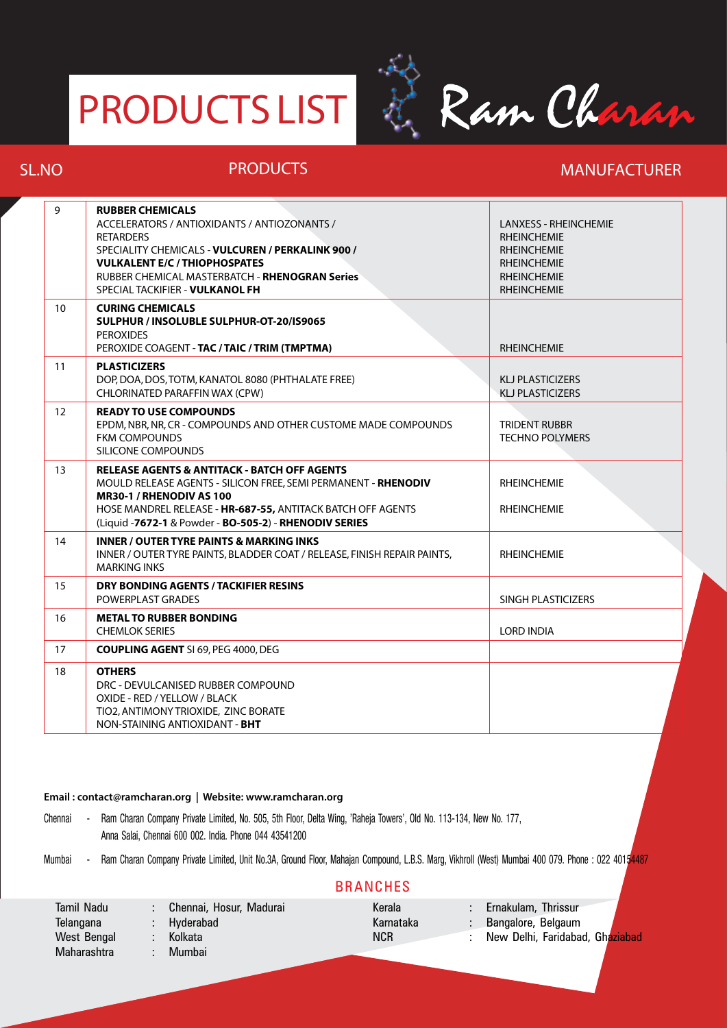# PRODUCTS LIST

Ram Charan

| SL.NO | PRODUCTS | MANUFACTURER |
|---|---|---|
| 9 | **RUBBER CHEMICALS**<br>ACCELERATORS / ANTIOXIDANTS / ANTIOZONANTS / RETARDERS<br>SPECIALITY CHEMICALS - **VULCUREN / PERKALINK 900 / VULKALENT E/C / THIOPHOSPATES**<br>RUBBER CHEMICAL MASTERBATCH - **RHENOGRAN Series**<br>SPECIAL TACKIFIER - **VULKANOL FH** | LANXESS - RHEINCHEMIE<br>RHEINCHEMIE<br>RHEINCHEMIE<br>RHEINCHEMIE<br>RHEINCHEMIE<br>RHEINCHEMIE |
| 10 | **CURING CHEMICALS**<br>**SULPHUR / INSOLUBLE SULPHUR-OT-20/IS9065**<br>PEROXIDES<br>PEROXIDE COAGENT - **TAC / TAIC / TRIM (TMPTMA)** | RHEINCHEMIE |
| 11 | **PLASTICIZERS**<br>DOP, DOA, DOS, TOTM, KANATOL 8080 (PHTHALATE FREE)<br>CHLORINATED PARAFFIN WAX (CPW) | KLJ PLASTICIZERS<br>KLJ PLASTICIZERS |
| 12 | **READY TO USE COMPOUNDS**<br>EPDM, NBR, NR, CR - COMPOUNDS AND OTHER CUSTOME MADE COMPOUNDS<br>FKM COMPOUNDS<br>SILICONE COMPOUNDS | TRIDENT RUBBR<br>TECHNO POLYMERS |
| 13 | **RELEASE AGENTS & ANTITACK - BATCH OFF AGENTS**<br>MOULD RELEASE AGENTS - SILICON FREE, SEMI PERMANENT - **RHENODIV MR30-1 / RHENODIV AS 100**<br>HOSE MANDREL RELEASE - **HR-687-55,** ANTITACK BATCH OFF AGENTS (Liquid -**7672-1** & Powder - **BO-505-2**) - **RHENODIV SERIES** | RHEINCHEMIE<br>RHEINCHEMIE |
| 14 | **INNER / OUTER TYRE PAINTS & MARKING INKS**<br>INNER / OUTER TYRE PAINTS, BLADDER COAT / RELEASE, FINISH REPAIR PAINTS, MARKING INKS | RHEINCHEMIE |
| 15 | **DRY BONDING AGENTS / TACKIFIER RESINS**<br>POWERPLAST GRADES | SINGH PLASTICIZERS |
| 16 | **METAL TO RUBBER BONDING**<br>CHEMLOK SERIES | LORD INDIA |
| 17 | **COUPLING AGENT** SI 69, PEG 4000, DEG | |
| 18 | **OTHERS**<br>DRC - DEVULCANISED RUBBER COMPOUND<br>OXIDE - RED / YELLOW / BLACK<br>TIO2, ANTIMONY TRIOXIDE, ZINC BORATE<br>NON-STAINING ANTIOXIDANT - **BHT** | |

**Email : contact@ramcharan.org | Website: www.ramcharan.org**

Chennai - Ram Charan Company Private Limited, No. 505, 5th Floor, Delta Wing, 'Raheja Towers', Old No. 113-134, New No. 177, Anna Salai, Chennai 600 002. India. Phone 044 43541200

Mumbai - Ram Charan Company Private Limited, Unit No.3A, Ground Floor, Mahajan Compound, L.B.S. Marg, Vikhroli (West) Mumbai 400 079. Phone : 022 40154487

## BRANCHES

Tamil Nadu : Chennai, Hosur, Madurai
Telangana : Hyderabad
West Bengal : Kolkata
Maharashtra : Mumbai
Kerala : Ernakulam, Thrissur
Karnataka : Bangalore, Belgaum
NCR : New Delhi, Faridabad, Ghaziabad